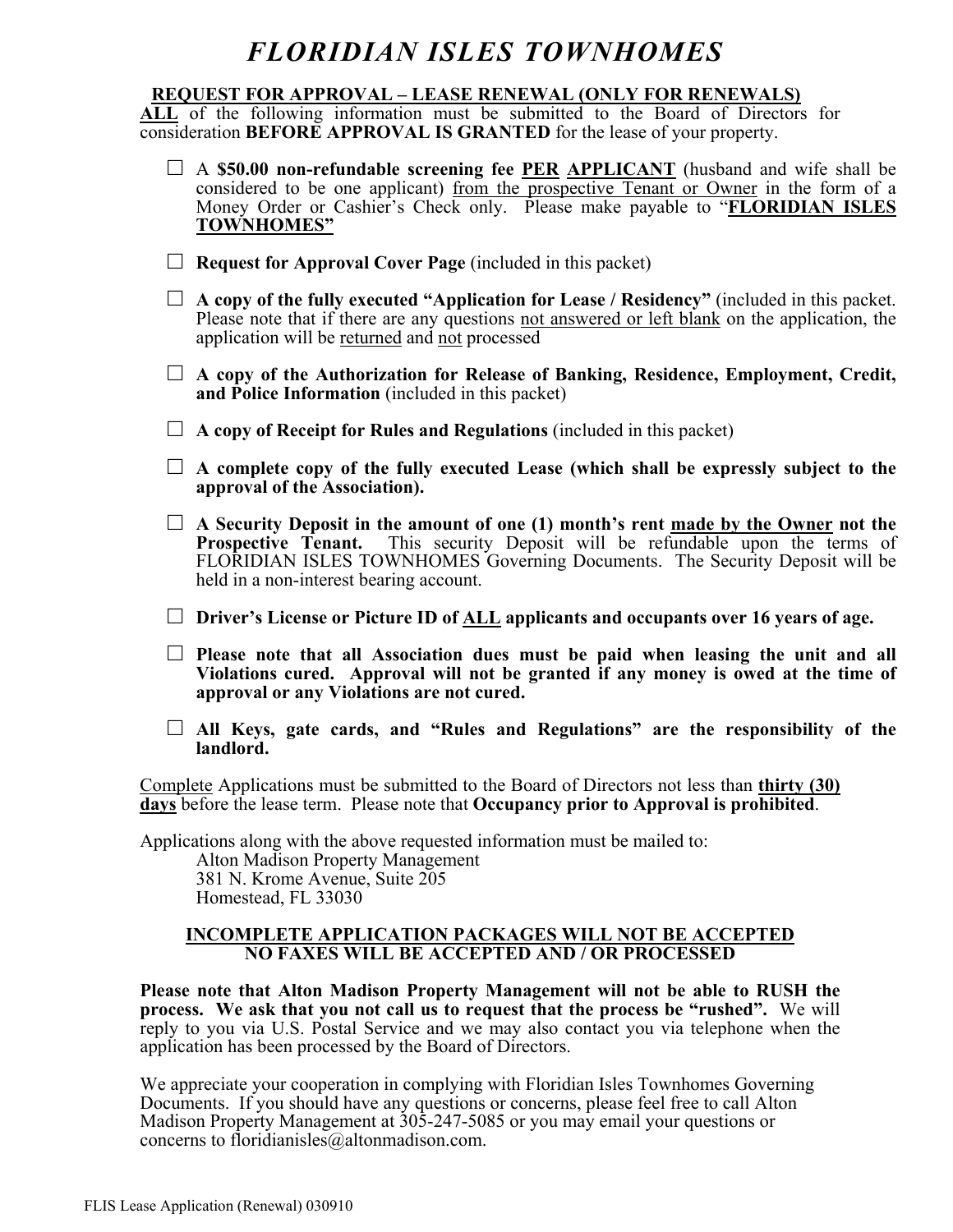# *FLORIDIAN ISLES TOWNHOMES*

## REQUEST FOR APPROVAL – LEASE RENEWAL (ONLY FOR RENEWALS)

**ALL** of the following information must be submitted to the Board of Directors for consideration **BEFORE APPROVAL IS GRANTED** for the lease of your property.

- ☐ A **$50.00 non-refundable screening fee PER APPLICANT** (husband and wife shall be considered to be one applicant) from the prospective Tenant or Owner in the form of a Money Order or Cashier's Check only. Please make payable to "**FLORIDIAN ISLES TOWNHOMES"**
- ☐ **Request for Approval Cover Page** (included in this packet)
- ☐ **A copy of the fully executed "Application for Lease / Residency"** (included in this packet. Please note that if there are any questions not answered or left blank on the application, the application will be returned and not processed
- ☐ **A copy of the Authorization for Release of Banking, Residence, Employment, Credit, and Police Information** (included in this packet)
- ☐ **A copy of Receipt for Rules and Regulations** (included in this packet)
- ☐ **A complete copy of the fully executed Lease (which shall be expressly subject to the approval of the Association).**
- ☐ **A Security Deposit in the amount of one (1) month's rent made by the Owner not the Prospective Tenant.** This security Deposit will be refundable upon the terms of FLORIDIAN ISLES TOWNHOMES Governing Documents. The Security Deposit will be held in a non-interest bearing account.
- ☐ **Driver's License or Picture ID of ALL applicants and occupants over 16 years of age.**
- ☐ **Please note that all Association dues must be paid when leasing the unit and all Violations cured. Approval will not be granted if any money is owed at the time of approval or any Violations are not cured.**
- ☐ **All Keys, gate cards, and "Rules and Regulations" are the responsibility of the landlord.**

Complete Applications must be submitted to the Board of Directors not less than **thirty (30) days** before the lease term. Please note that **Occupancy prior to Approval is prohibited**.

Applications along with the above requested information must be mailed to:

Alton Madison Property Management
381 N. Krome Avenue, Suite 205
Homestead, FL 33030

**INCOMPLETE APPLICATION PACKAGES WILL NOT BE ACCEPTED**
**NO FAXES WILL BE ACCEPTED AND / OR PROCESSED**

**Please note that Alton Madison Property Management will not be able to RUSH the process. We ask that you not call us to request that the process be "rushed".** We will reply to you via U.S. Postal Service and we may also contact you via telephone when the application has been processed by the Board of Directors.

We appreciate your cooperation in complying with Floridian Isles Townhomes Governing Documents. If you should have any questions or concerns, please feel free to call Alton Madison Property Management at 305-247-5085 or you may email your questions or concerns to floridianisles@altonmadison.com.

FLIS Lease Application (Renewal) 030910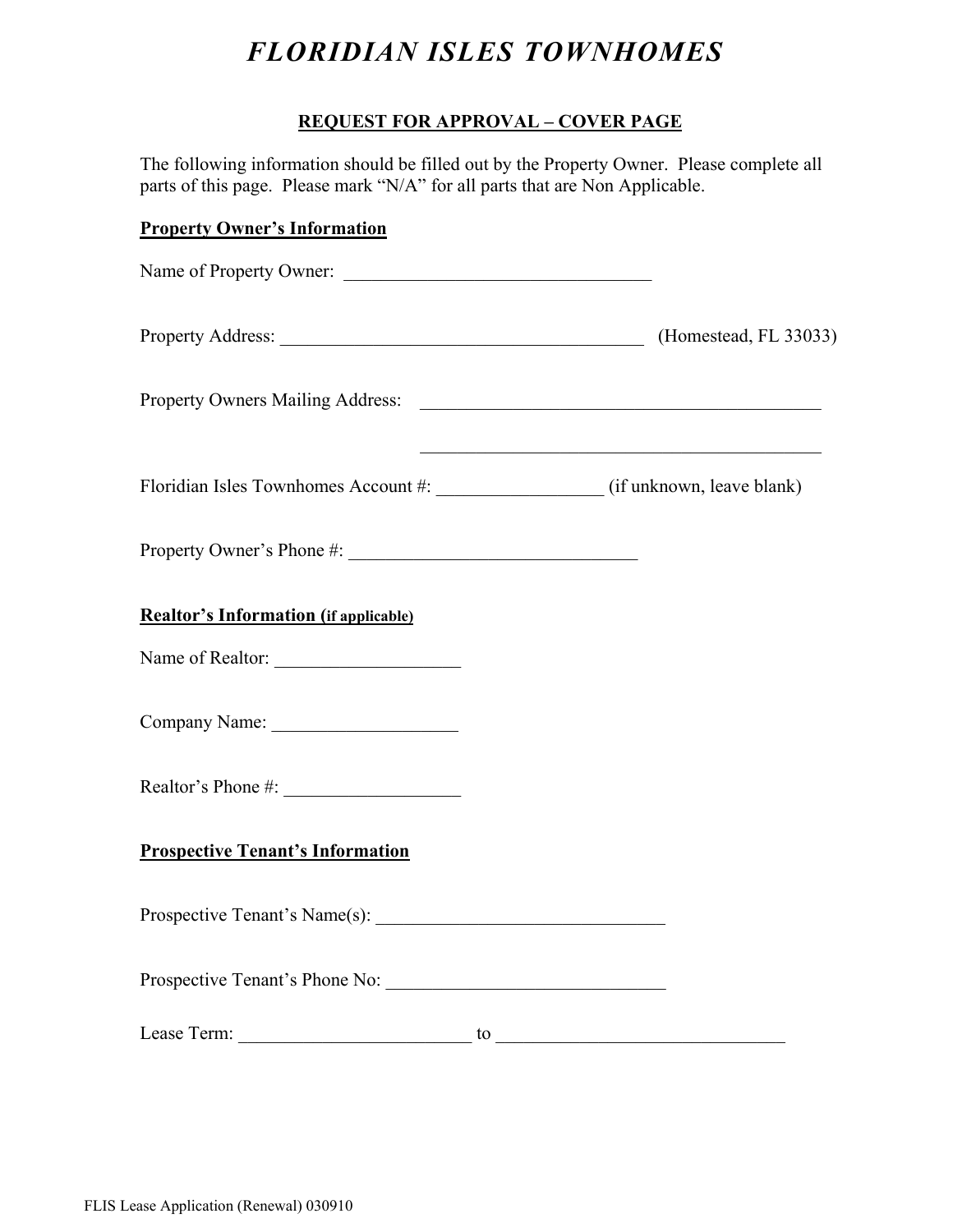# *FLORIDIAN ISLES TOWNHOMES*

## REQUEST FOR APPROVAL – COVER PAGE

The following information should be filled out by the Property Owner. Please complete all parts of this page. Please mark "N/A" for all parts that are Non Applicable.

**Property Owner's Information**

Name of Property Owner: ________________________________

Property Address: ______________________________________ (Homestead, FL 33033)

Property Owners Mailing Address: ________________________________________

________________________________________

Floridian Isles Townhomes Account #: _________________ (if unknown, leave blank)

Property Owner's Phone #: ______________________________

**Realtor's Information (if applicable)**

Name of Realtor: ___________________

Company Name: ___________________

Realtor's Phone #: __________________

**Prospective Tenant's Information**

Prospective Tenant's Name(s): ______________________________

Prospective Tenant's Phone No: _____________________________

Lease Term: ________________________ to ______________________________

FLIS Lease Application (Renewal) 030910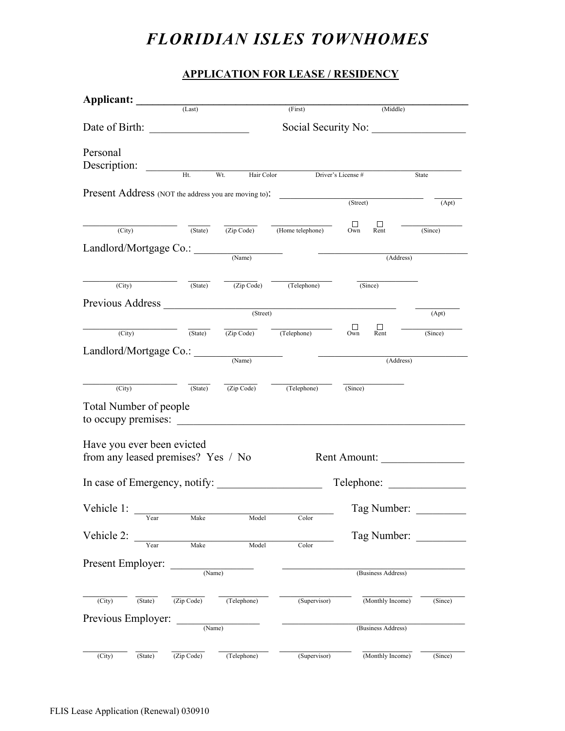# *FLORIDIAN ISLES TOWNHOMES*

## APPLICATION FOR LEASE / RESIDENCY

**Applicant:** ______________________________________________
(Last) (First) (Middle)

Date of Birth: __________________ Social Security No: _________________

Personal Description: ______________________________________________
Ht. Wt. Hair Color Driver's License # State

Present Address (NOT the address you are moving to): ______________________ ______
(Street) (Apt)

__________ ______ ______ ____________ ☐ Own ☐ Rent ____________
(City) (State) (Zip Code) (Home telephone) (Since)

Landlord/Mortgage Co.: ________________ ______________________________
(Name) (Address)

__________ ______ ______ ____________ ____________
(City) (State) (Zip Code) (Telephone) (Since)

Previous Address ______________________________________________ ________
(Street) (Apt)

__________ ______ ______ ____________ ☐ Own ☐ Rent ____________
(City) (State) (Zip Code) (Telephone) (Since)

Landlord/Mortgage Co.: ________________ ______________________________
(Name) (Address)

__________ ______ ______ ____________ ____________
(City) (State) (Zip Code) (Telephone) (Since)

Total Number of people to occupy premises: ______________________________________________

Have you ever been evicted from any leased premises? Yes / No Rent Amount: _______________

In case of Emergency, notify: ___________________ Telephone: ______________

Vehicle 1: ______________________________________ Tag Number: _________
Year Make Model Color

Vehicle 2: ______________________________________ Tag Number: _________
Year Make Model Color

Present Employer: _______________ ______________________________________
(Name) (Business Address)

________ ______ ______ __________ ______________ __________ ________
(City) (State) (Zip Code) (Telephone) (Supervisor) (Monthly Income) (Since)

Previous Employer: _______________ ______________________________________
(Name) (Business Address)

________ ______ ______ __________ ______________ __________ ________
(City) (State) (Zip Code) (Telephone) (Supervisor) (Monthly Income) (Since)

FLIS Lease Application (Renewal) 030910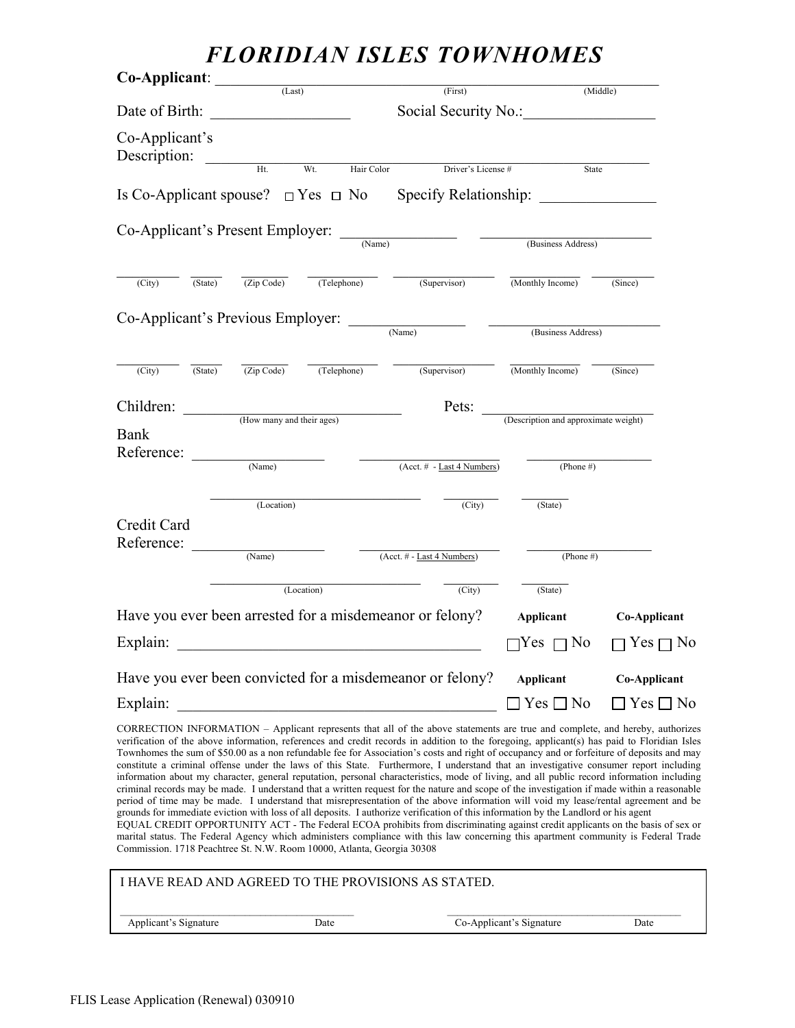# *FLORIDIAN ISLES TOWNHOMES*

**Co-Applicant**: ______________________________________________
(Last) (First) (Middle)

Date of Birth: __________________ Social Security No.:_________________

Co-Applicant's Description: ________________________________________________
Ht. Wt. Hair Color Driver's License # State

Is Co-Applicant spouse? ☐ Yes ☐ No Specify Relationship: _______________

Co-Applicant's Present Employer: _______________ _______________________
(Name) (Business Address)

_________ _____ _______ __________ ______________ __________ ________
(City) (State) (Zip Code) (Telephone) (Supervisor) (Monthly Income) (Since)

Co-Applicant's Previous Employer: _______________ _______________________
(Name) (Business Address)

_________ _____ _______ __________ ______________ __________ ________
(City) (State) (Zip Code) (Telephone) (Supervisor) (Monthly Income) (Since)

Children: ______________________________ Pets: ________________________
(How many and their ages) (Description and approximate weight)

Bank Reference: __________________ ___________________ __________________
(Name) (Acct. # - Last 4 Numbers) (Phone #)

_____________________________ ________ ________
(Location) (City) (State)

Credit Card Reference: __________________ ___________________ __________________
(Name) (Acct. # - Last 4 Numbers) (Phone #)

_____________________________ ________ ________
(Location) (City) (State)

Have you ever been arrested for a misdemeanor or felony? **Applicant** **Co-Applicant**

Explain: ________________________________________ ☐Yes ☐ No ☐ Yes ☐ No

Have you ever been convicted for a misdemeanor or felony? **Applicant** **Co-Applicant**

Explain: ________________________________________ ☐ Yes ☐ No ☐ Yes ☐ No

CORRECTION INFORMATION – Applicant represents that all of the above statements are true and complete, and hereby, authorizes verification of the above information, references and credit records in addition to the foregoing, applicant(s) has paid to Floridian Isles Townhomes the sum of $50.00 as a non refundable fee for Association's costs and right of occupancy and or forfeiture of deposits and may constitute a criminal offense under the laws of this State. Furthermore, I understand that an investigative consumer report including information about my character, general reputation, personal characteristics, mode of living, and all public record information including criminal records may be made. I understand that a written request for the nature and scope of the investigation if made within a reasonable period of time may be made. I understand that misrepresentation of the above information will void my lease/rental agreement and be grounds for immediate eviction with loss of all deposits. I authorize verification of this information by the Landlord or his agent
EQUAL CREDIT OPPORTUNITY ACT - The Federal ECOA prohibits from discriminating against credit applicants on the basis of sex or marital status. The Federal Agency which administers compliance with this law concerning this apartment community is Federal Trade Commission. 1718 Peachtree St. N.W. Room 10000, Atlanta, Georgia 30308

I HAVE READ AND AGREED TO THE PROVISIONS AS STATED.

________________________________________ ________________________________________
Applicant's Signature Date Co-Applicant's Signature Date

FLIS Lease Application (Renewal) 030910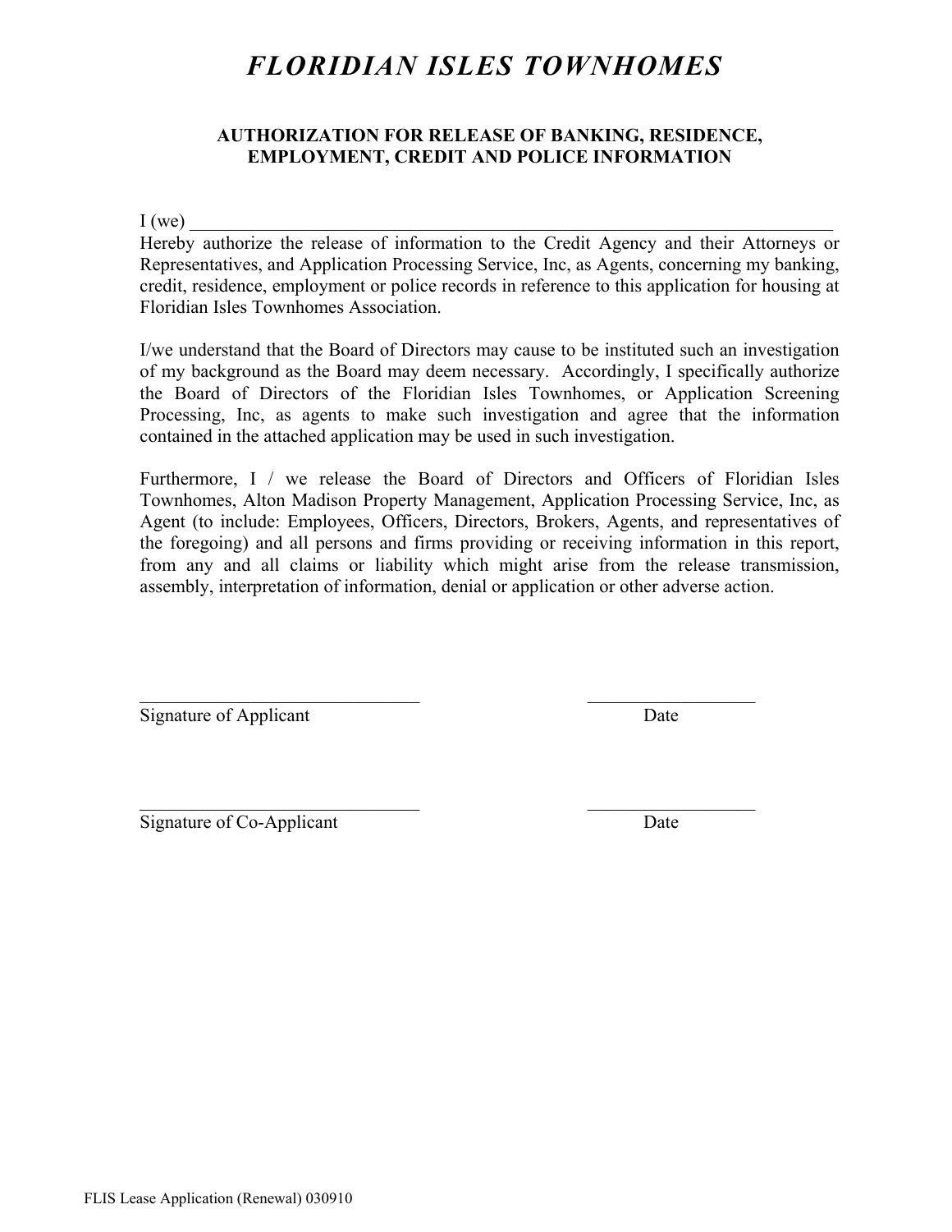# *FLORIDIAN ISLES TOWNHOMES*

## AUTHORIZATION FOR RELEASE OF BANKING, RESIDENCE, EMPLOYMENT, CREDIT AND POLICE INFORMATION

I (we) ___________________________________________________________________________

Hereby authorize the release of information to the Credit Agency and their Attorneys or Representatives, and Application Processing Service, Inc, as Agents, concerning my banking, credit, residence, employment or police records in reference to this application for housing at Floridian Isles Townhomes Association.

I/we understand that the Board of Directors may cause to be instituted such an investigation of my background as the Board may deem necessary. Accordingly, I specifically authorize the Board of Directors of the Floridian Isles Townhomes, or Application Screening Processing, Inc, as agents to make such investigation and agree that the information contained in the attached application may be used in such investigation.

Furthermore, I / we release the Board of Directors and Officers of Floridian Isles Townhomes, Alton Madison Property Management, Application Processing Service, Inc, as Agent (to include: Employees, Officers, Directors, Brokers, Agents, and representatives of the foregoing) and all persons and firms providing or receiving information in this report, from any and all claims or liability which might arise from the release transmission, assembly, interpretation of information, denial or application or other adverse action.

_______________________________ ___________________

Signature of Applicant Date

_______________________________ ___________________

Signature of Co-Applicant Date

FLIS Lease Application (Renewal) 030910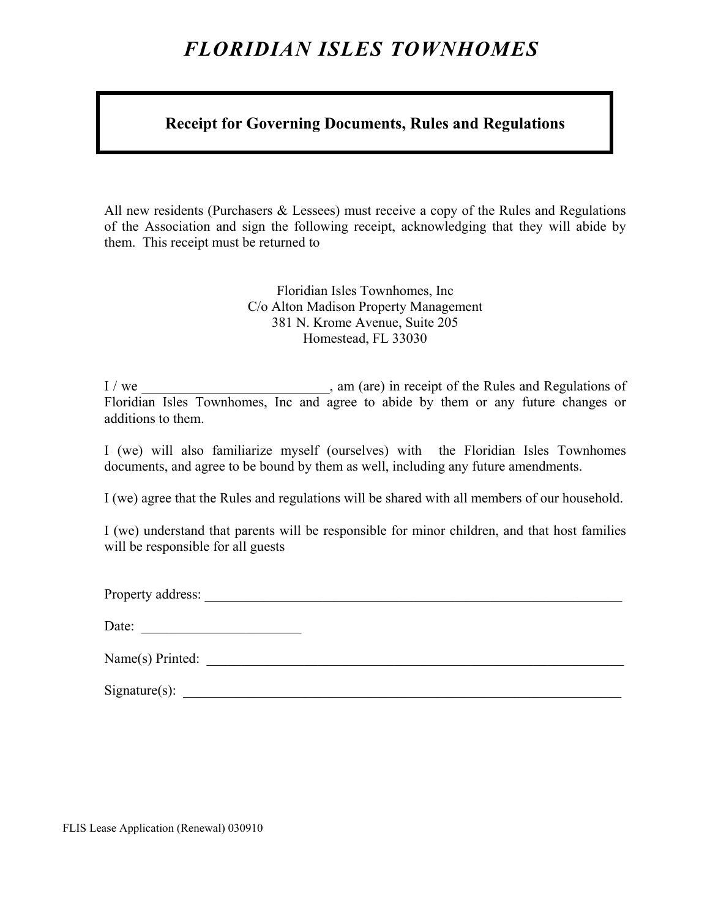# *FLORIDIAN ISLES TOWNHOMES*

## Receipt for Governing Documents, Rules and Regulations

All new residents (Purchasers & Lessees) must receive a copy of the Rules and Regulations of the Association and sign the following receipt, acknowledging that they will abide by them. This receipt must be returned to

Floridian Isles Townhomes, Inc
C/o Alton Madison Property Management
381 N. Krome Avenue, Suite 205
Homestead, FL 33030

I / we ___________________________, am (are) in receipt of the Rules and Regulations of Floridian Isles Townhomes, Inc and agree to abide by them or any future changes or additions to them.

I (we) will also familiarize myself (ourselves) with the Floridian Isles Townhomes documents, and agree to be bound by them as well, including any future amendments.

I (we) agree that the Rules and regulations will be shared with all members of our household.

I (we) understand that parents will be responsible for minor children, and that host families will be responsible for all guests

Property address: _______________________________________________________________

Date: _______________________

Name(s) Printed: _______________________________________________________________

Signature(s): __________________________________________________________________

FLIS Lease Application (Renewal) 030910